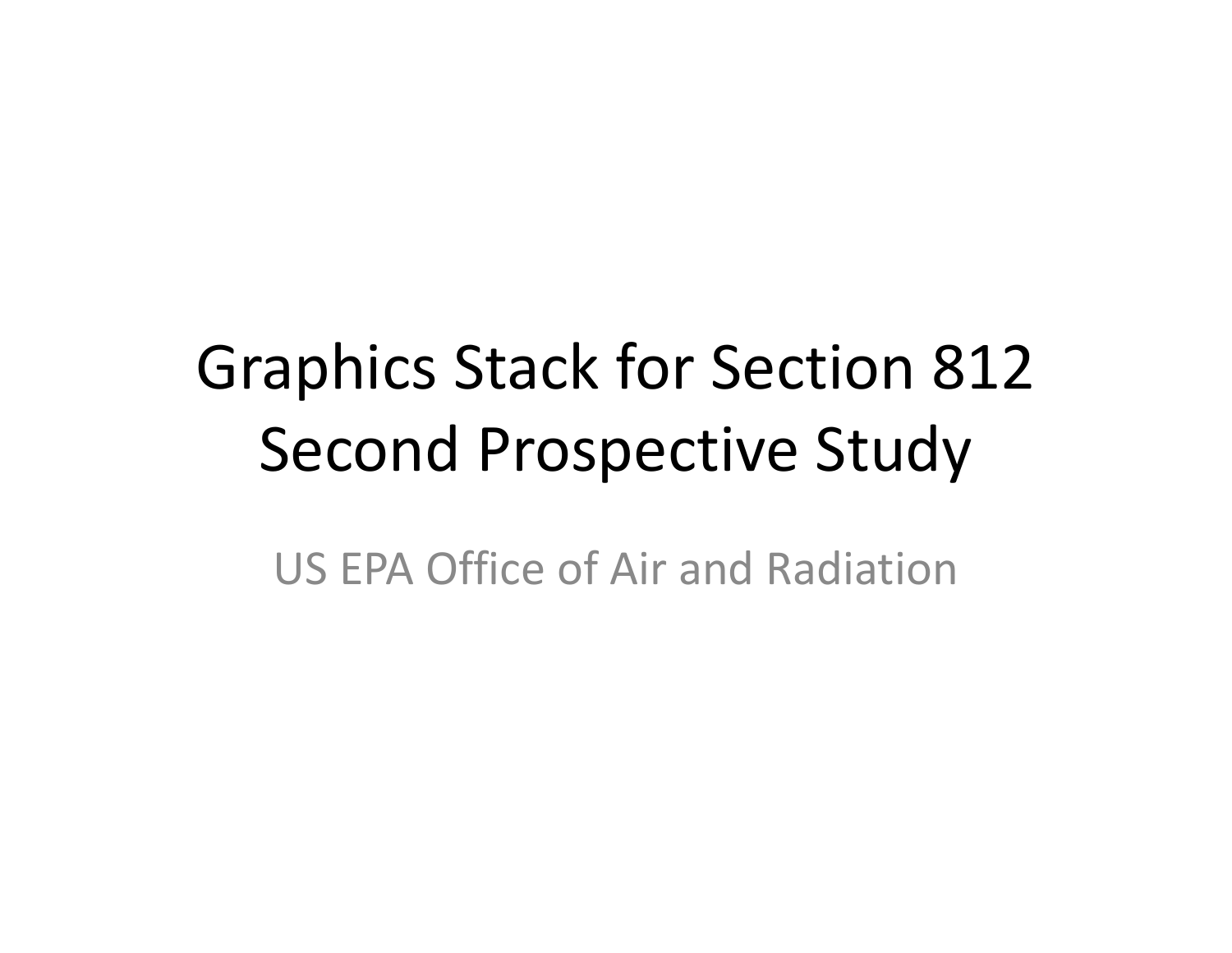# Graphics Stack for Section 812 Second Prospective Study

US EPA Office of Air and Radiation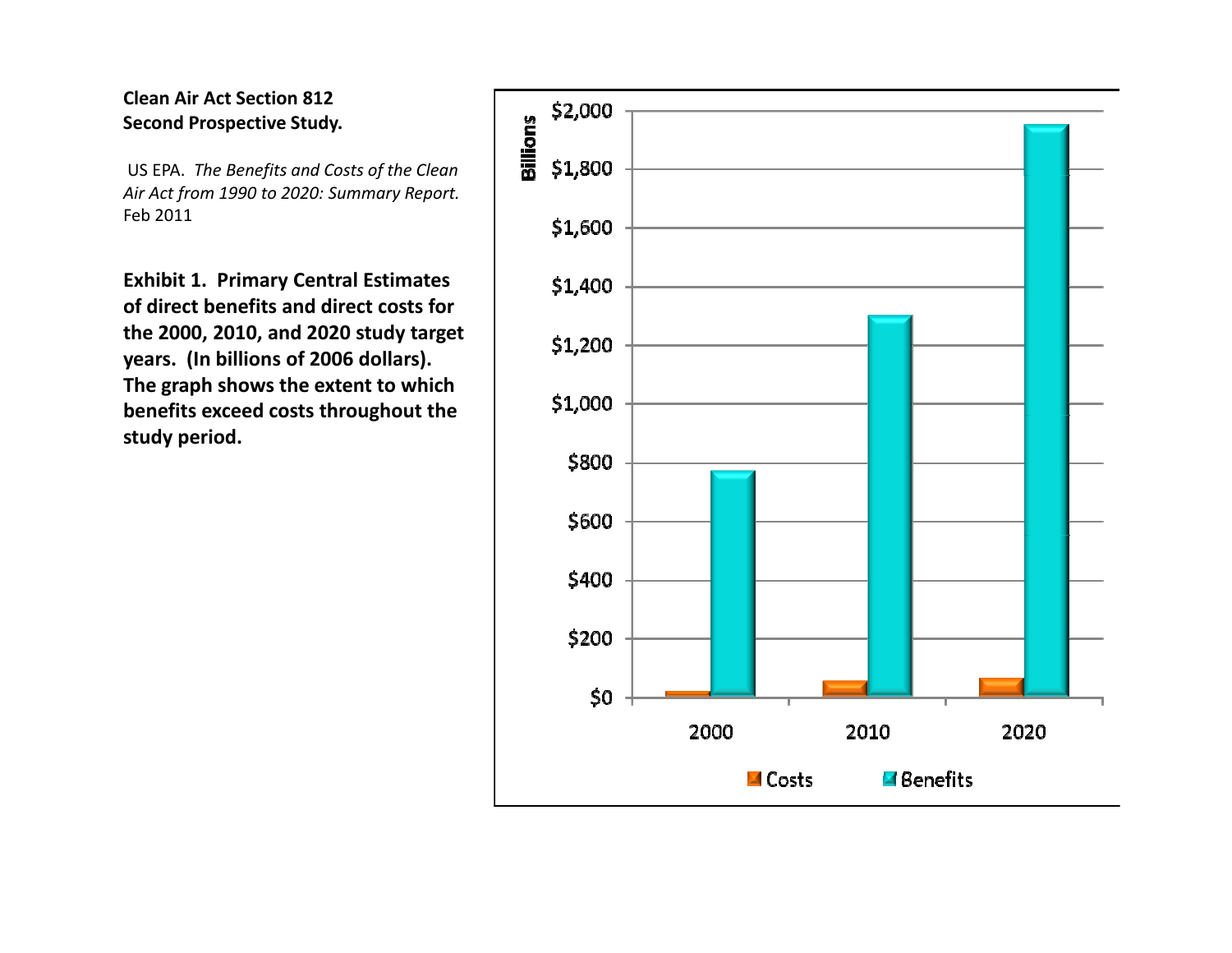**Clean Air Act Section 812**
**Second Prospective Study.**

US EPA. *The Benefits and Costs of the Clean Air Act from 1990 to 2020: Summary Report.* Feb 2011

**Exhibit 1. Primary Central Estimates of direct benefits and direct costs for the 2000, 2010, and 2020 study target years. (In billions of 2006 dollars). The graph shows the extent to which benefits exceed costs throughout the study period.**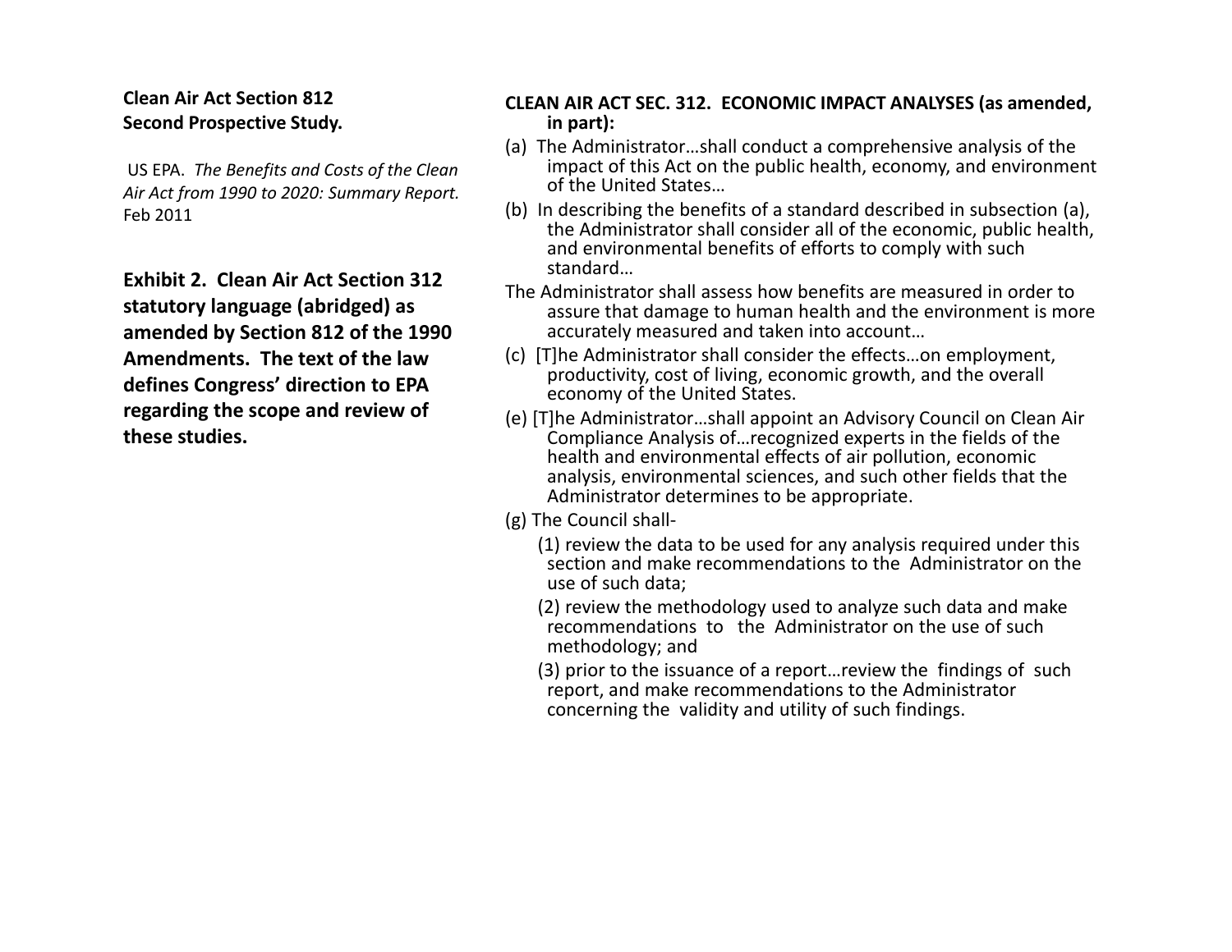**Clean Air Act Section 812**
**Second Prospective Study.**

US EPA. *The Benefits and Costs of the Clean Air Act from 1990 to 2020: Summary Report.* Feb 2011

**Exhibit 2. Clean Air Act Section 312 statutory language (abridged) as amended by Section 812 of the 1990 Amendments. The text of the law defines Congress' direction to EPA regarding the scope and review of these studies.**

**CLEAN AIR ACT SEC. 312. ECONOMIC IMPACT ANALYSES (as amended, in part):**

(a) The Administrator…shall conduct a comprehensive analysis of the impact of this Act on the public health, economy, and environment of the United States…

(b) In describing the benefits of a standard described in subsection (a), the Administrator shall consider all of the economic, public health, and environmental benefits of efforts to comply with such standard…

The Administrator shall assess how benefits are measured in order to assure that damage to human health and the environment is more accurately measured and taken into account…

(c) [T]he Administrator shall consider the effects…on employment, productivity, cost of living, economic growth, and the overall economy of the United States.

(e) [T]he Administrator…shall appoint an Advisory Council on Clean Air Compliance Analysis of…recognized experts in the fields of the health and environmental effects of air pollution, economic analysis, environmental sciences, and such other fields that the Administrator determines to be appropriate.

(g) The Council shall-

(1) review the data to be used for any analysis required under this section and make recommendations to the Administrator on the use of such data;

(2) review the methodology used to analyze such data and make recommendations to the Administrator on the use of such methodology; and

(3) prior to the issuance of a report…review the findings of such report, and make recommendations to the Administrator concerning the validity and utility of such findings.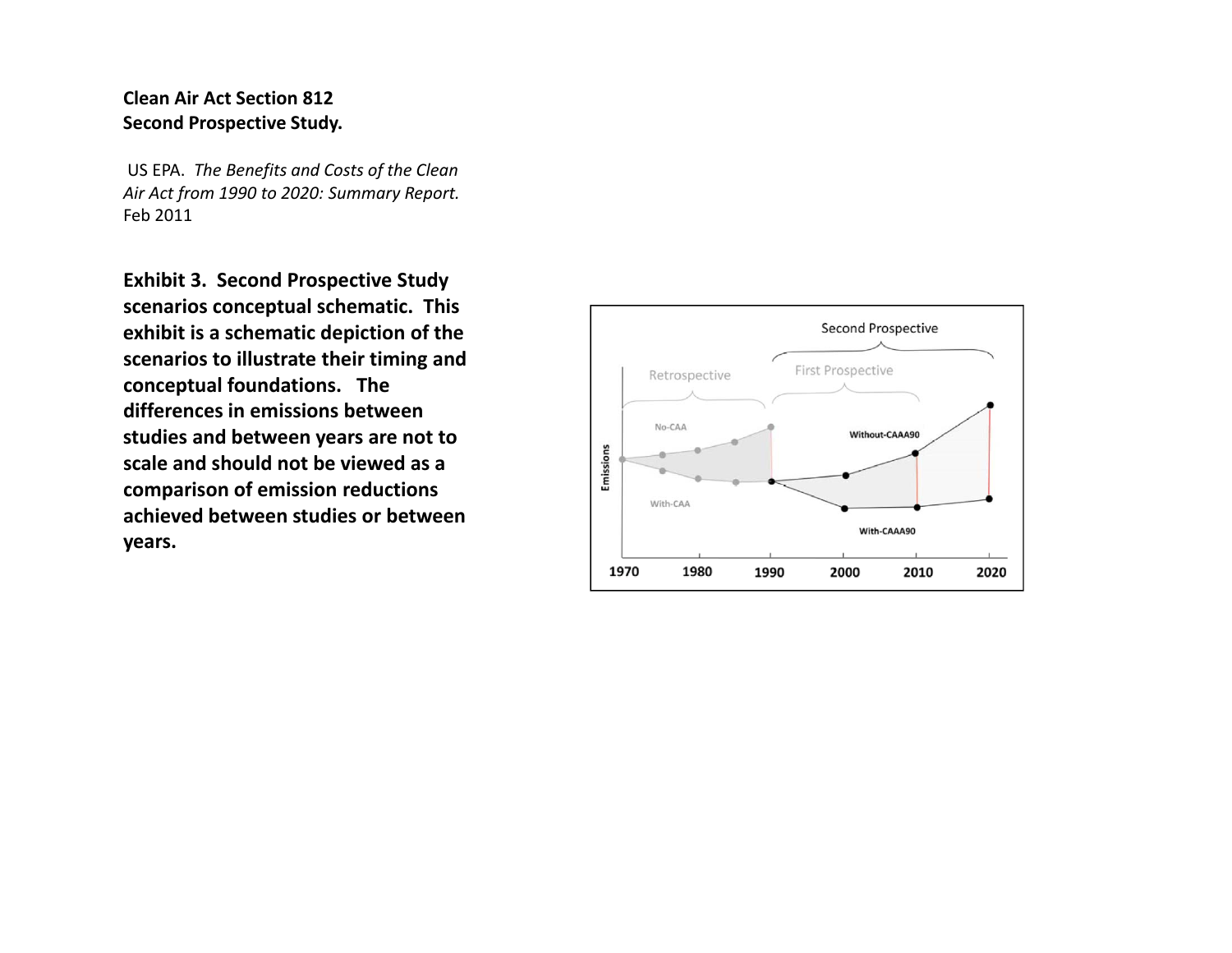**Clean Air Act Section 812**
**Second Prospective Study.**

US EPA. *The Benefits and Costs of the Clean Air Act from 1990 to 2020: Summary Report.* Feb 2011

**Exhibit 3. Second Prospective Study scenarios conceptual schematic. This exhibit is a schematic depiction of the scenarios to illustrate their timing and conceptual foundations. The differences in emissions between studies and between years are not to scale and should not be viewed as a comparison of emission reductions achieved between studies or between years.**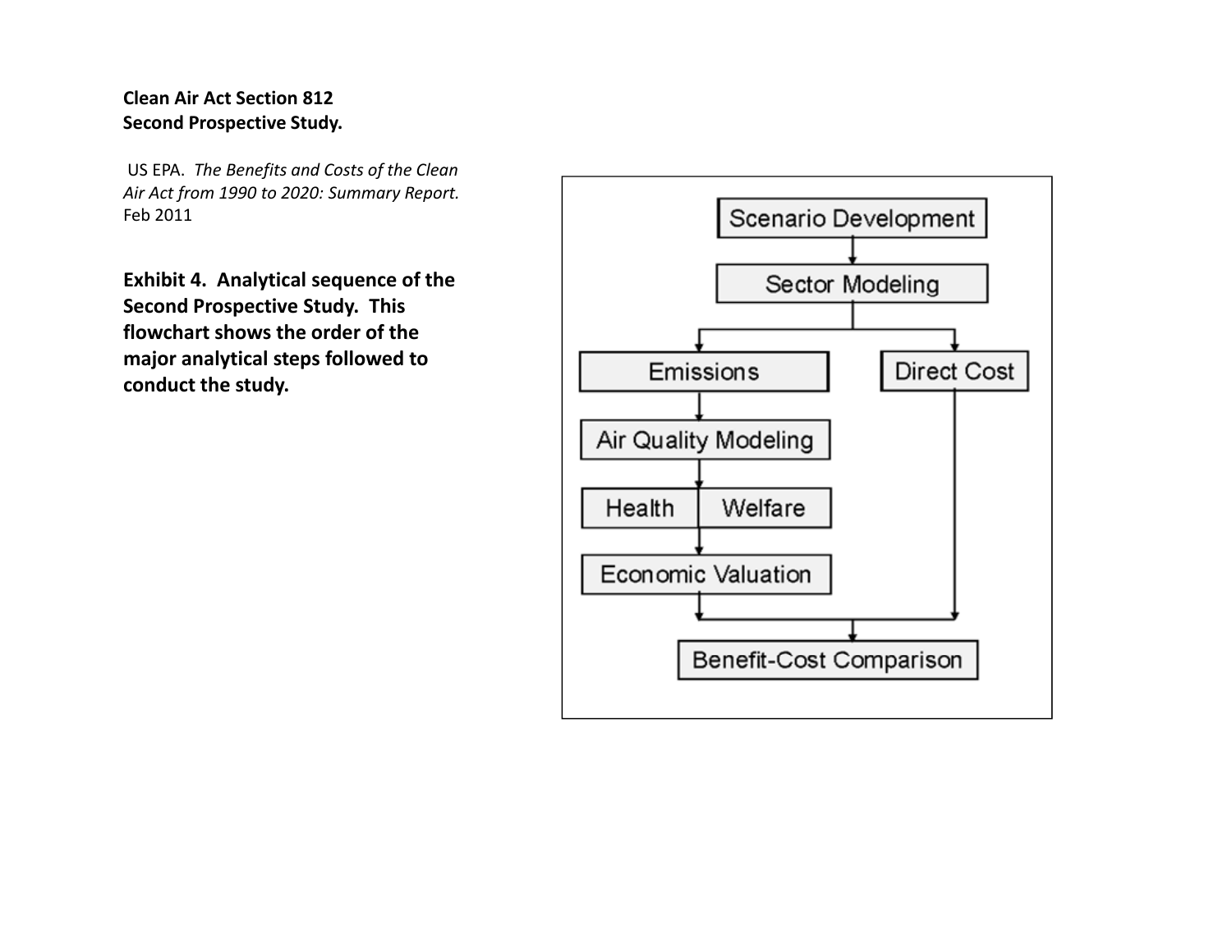**Clean Air Act Section 812**
**Second Prospective Study.**

US EPA. *The Benefits and Costs of the Clean Air Act from 1990 to 2020: Summary Report.* Feb 2011

**Exhibit 4. Analytical sequence of the Second Prospective Study. This flowchart shows the order of the major analytical steps followed to conduct the study.**

Scenario Development

Sector Modeling

Emissions

Direct Cost

Air Quality Modeling

Health | Welfare

Economic Valuation

Benefit-Cost Comparison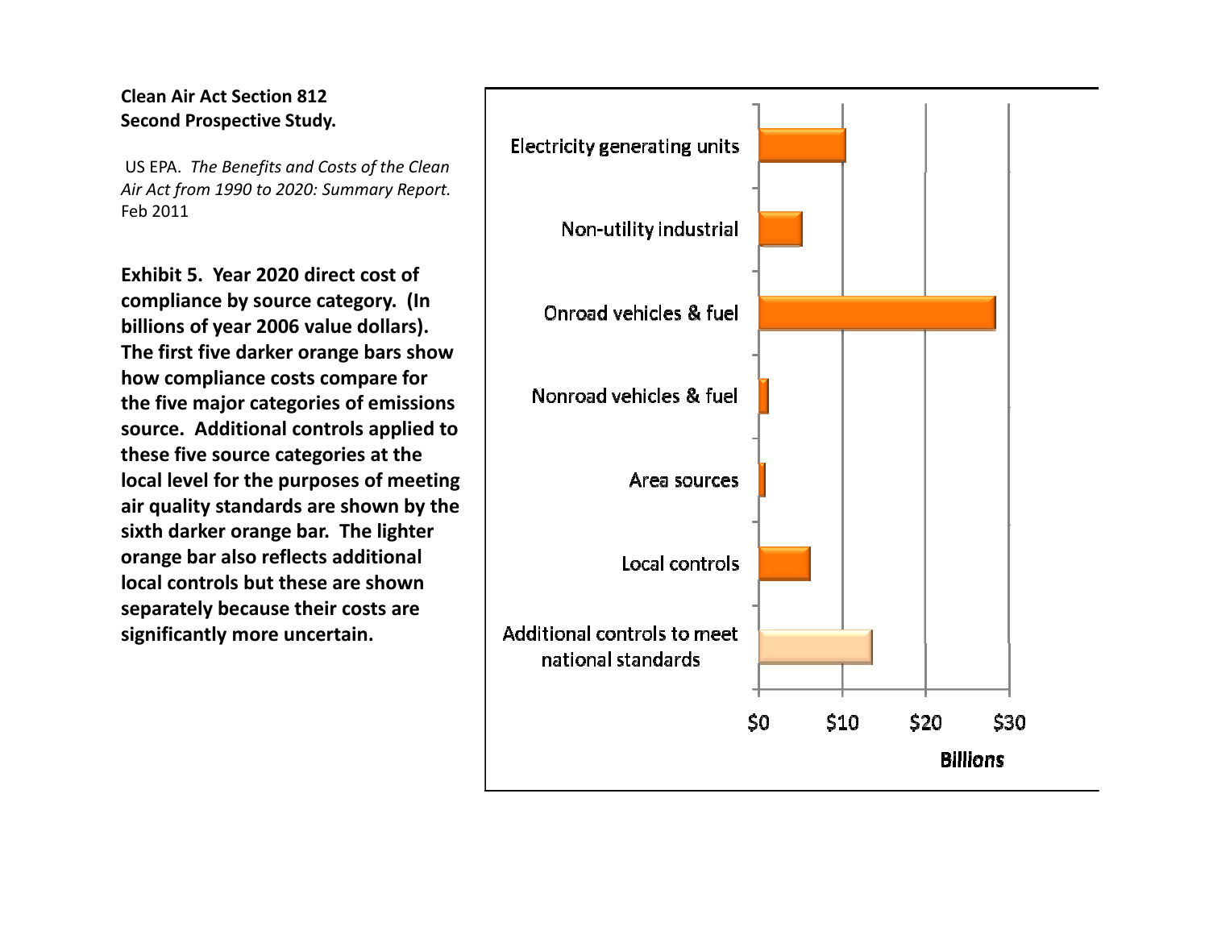**Clean Air Act Section 812**
**Second Prospective Study.**

US EPA. *The Benefits and Costs of the Clean Air Act from 1990 to 2020: Summary Report.* Feb 2011

**Exhibit 5. Year 2020 direct cost of compliance by source category. (In billions of year 2006 value dollars). The first five darker orange bars show how compliance costs compare for the five major categories of emissions source. Additional controls applied to these five source categories at the local level for the purposes of meeting air quality standards are shown by the sixth darker orange bar. The lighter orange bar also reflects additional local controls but these are shown separately because their costs are significantly more uncertain.**

Electricity generating units

Non-utility industrial

Onroad vehicles & fuel

Nonroad vehicles & fuel

Area sources

Local controls

Additional controls to meet national standards

$0 $10 $20 $30

Billions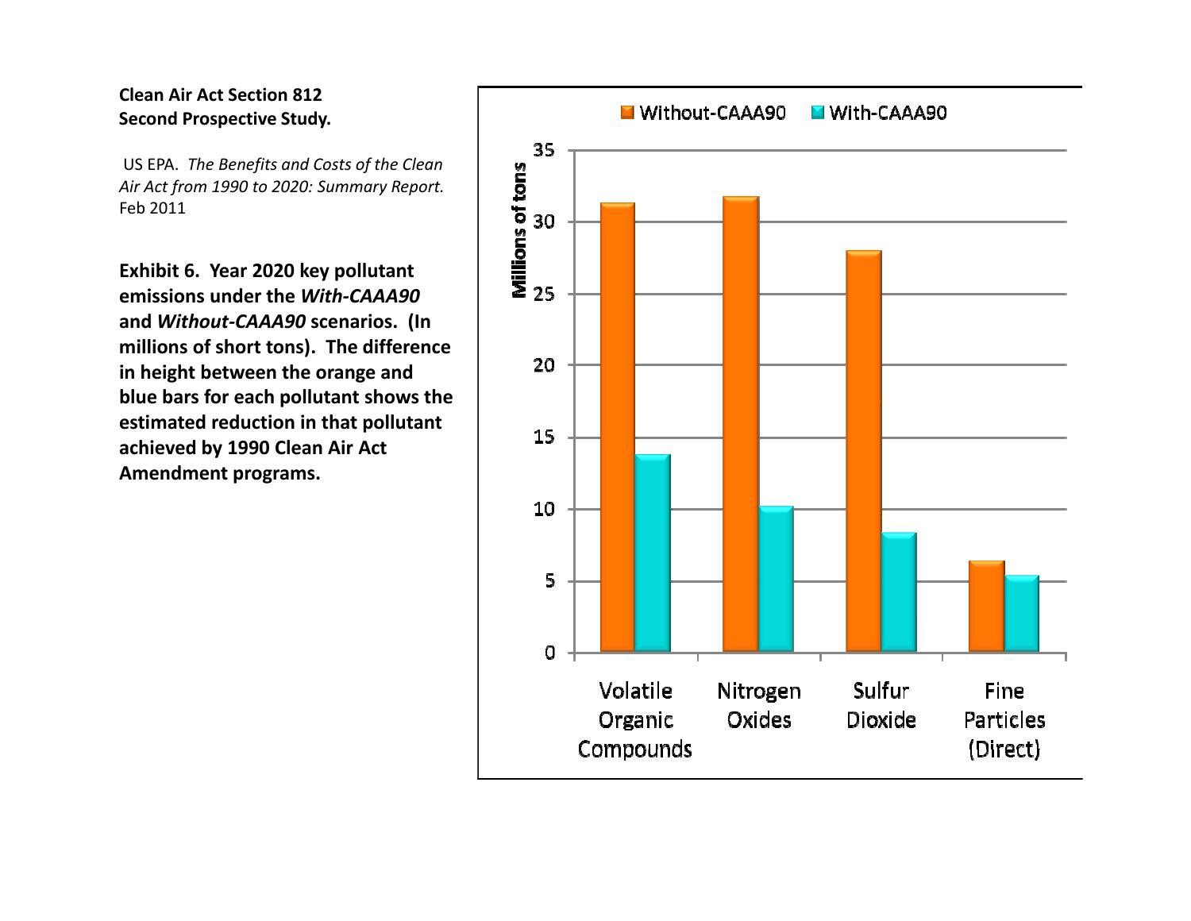**Clean Air Act Section 812**
**Second Prospective Study.**

US EPA. *The Benefits and Costs of the Clean Air Act from 1990 to 2020: Summary Report.* Feb 2011

**Exhibit 6. Year 2020 key pollutant emissions under the *With-CAAA90* and *Without-CAAA90* scenarios. (In millions of short tons). The difference in height between the orange and blue bars for each pollutant shows the estimated reduction in that pollutant achieved by 1990 Clean Air Act Amendment programs.**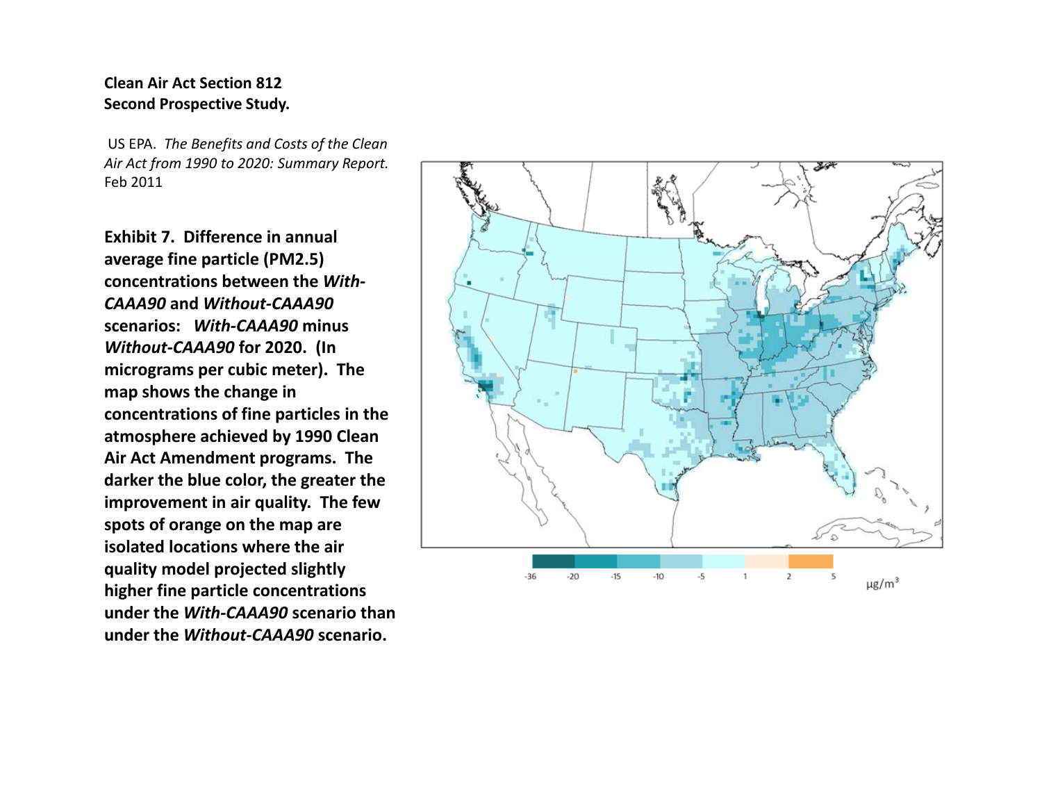**Clean Air Act Section 812**
**Second Prospective Study.**

US EPA. *The Benefits and Costs of the Clean Air Act from 1990 to 2020: Summary Report.* Feb 2011

**Exhibit 7. Difference in annual average fine particle (PM2.5) concentrations between the *With-CAAA90* and *Without-CAAA90* scenarios: *With-CAAA90* minus *Without-CAAA90* for 2020. (In micrograms per cubic meter). The map shows the change in concentrations of fine particles in the atmosphere achieved by 1990 Clean Air Act Amendment programs. The darker the blue color, the greater the improvement in air quality. The few spots of orange on the map are isolated locations where the air quality model projected slightly higher fine particle concentrations under the *With-CAAA90* scenario than under the *Without-CAAA90* scenario.**

-36 -20 -15 -10 -5 1 2 5 μg/m$^3$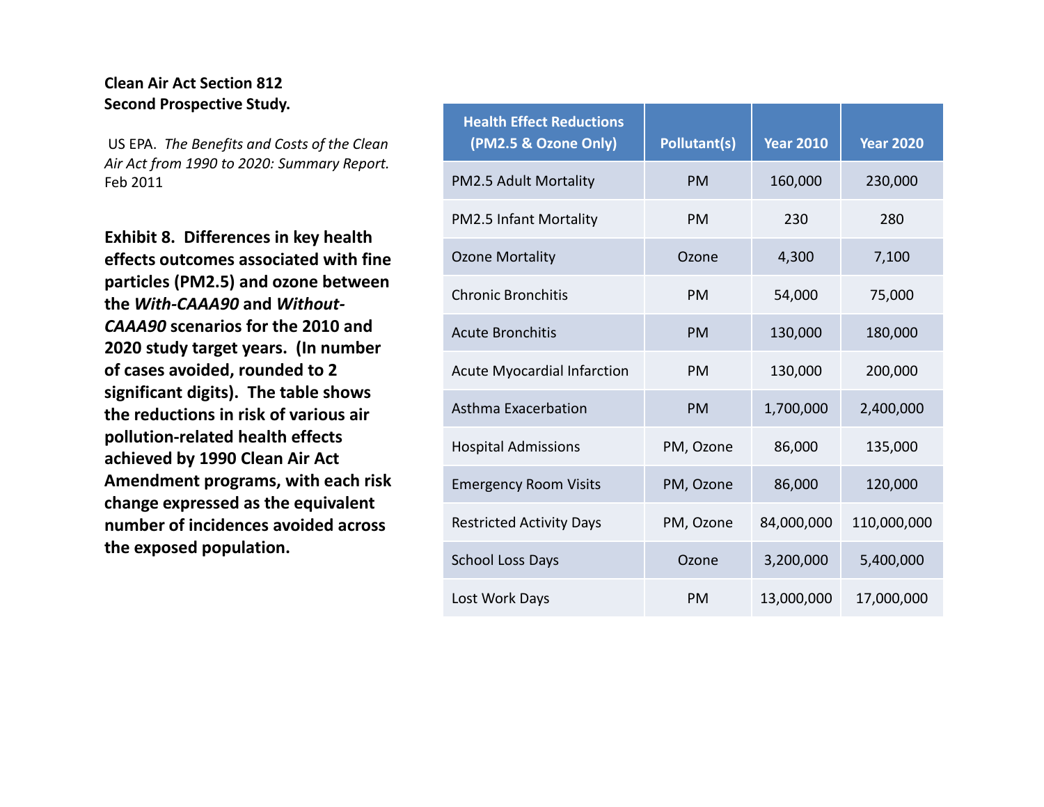**Clean Air Act Section 812**
**Second Prospective Study.**

US EPA. *The Benefits and Costs of the Clean Air Act from 1990 to 2020: Summary Report.* Feb 2011

**Exhibit 8. Differences in key health effects outcomes associated with fine particles (PM2.5) and ozone between the *With-CAAA90* and *Without-CAAA90* scenarios for the 2010 and 2020 study target years. (In number of cases avoided, rounded to 2 significant digits). The table shows the reductions in risk of various air pollution-related health effects achieved by 1990 Clean Air Act Amendment programs, with each risk change expressed as the equivalent number of incidences avoided across the exposed population.**

| Health Effect Reductions (PM2.5 & Ozone Only) | Pollutant(s) | Year 2010 | Year 2020 |
|---|---|---|---|
| PM2.5 Adult Mortality | PM | 160,000 | 230,000 |
| PM2.5 Infant Mortality | PM | 230 | 280 |
| Ozone Mortality | Ozone | 4,300 | 7,100 |
| Chronic Bronchitis | PM | 54,000 | 75,000 |
| Acute Bronchitis | PM | 130,000 | 180,000 |
| Acute Myocardial Infarction | PM | 130,000 | 200,000 |
| Asthma Exacerbation | PM | 1,700,000 | 2,400,000 |
| Hospital Admissions | PM, Ozone | 86,000 | 135,000 |
| Emergency Room Visits | PM, Ozone | 86,000 | 120,000 |
| Restricted Activity Days | PM, Ozone | 84,000,000 | 110,000,000 |
| School Loss Days | Ozone | 3,200,000 | 5,400,000 |
| Lost Work Days | PM | 13,000,000 | 17,000,000 |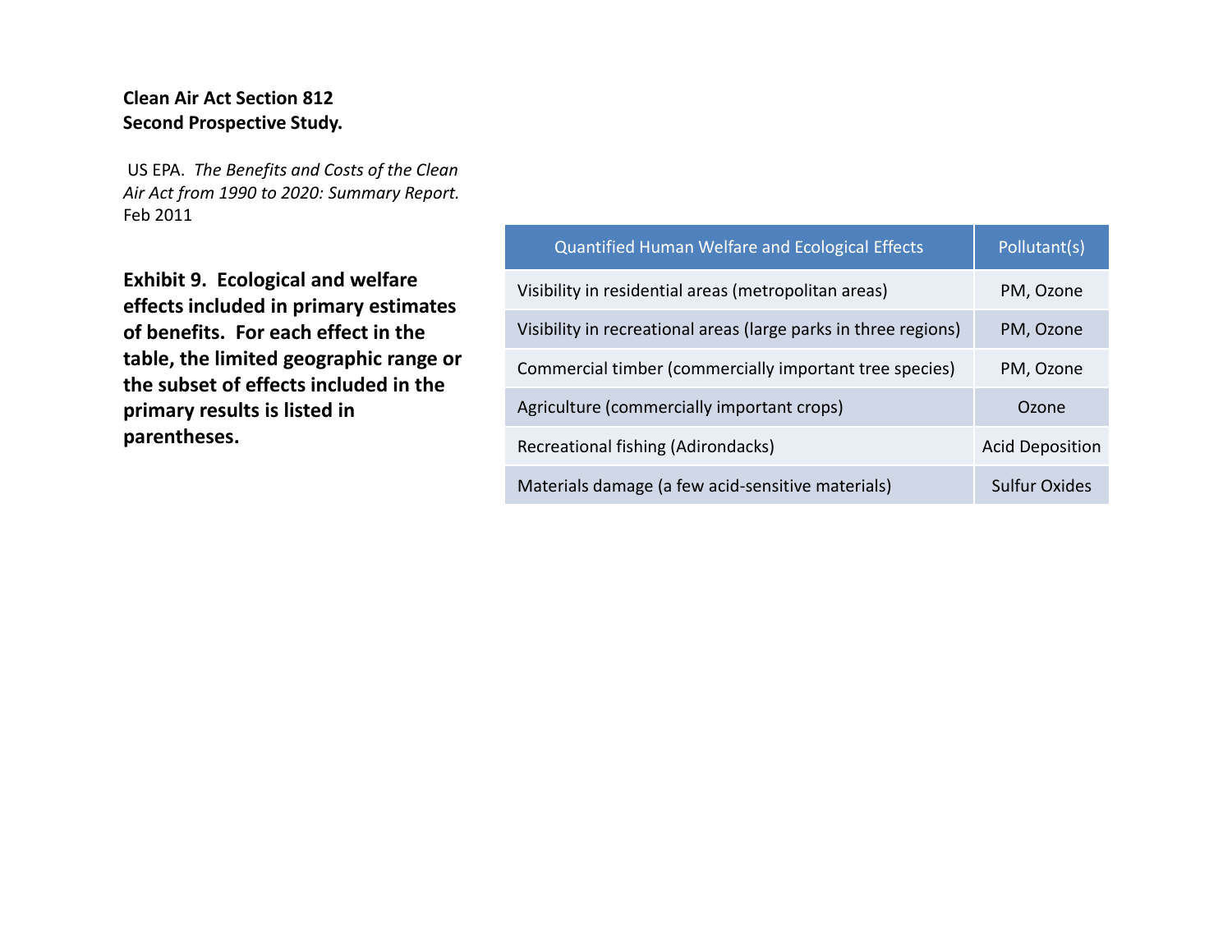**Clean Air Act Section 812**
**Second Prospective Study.**

US EPA. *The Benefits and Costs of the Clean Air Act from 1990 to 2020: Summary Report.* Feb 2011

**Exhibit 9. Ecological and welfare effects included in primary estimates of benefits. For each effect in the table, the limited geographic range or the subset of effects included in the primary results is listed in parentheses.**

| Quantified Human Welfare and Ecological Effects | Pollutant(s) |
| --- | --- |
| Visibility in residential areas (metropolitan areas) | PM, Ozone |
| Visibility in recreational areas (large parks in three regions) | PM, Ozone |
| Commercial timber (commercially important tree species) | PM, Ozone |
| Agriculture (commercially important crops) | Ozone |
| Recreational fishing (Adirondacks) | Acid Deposition |
| Materials damage (a few acid-sensitive materials) | Sulfur Oxides |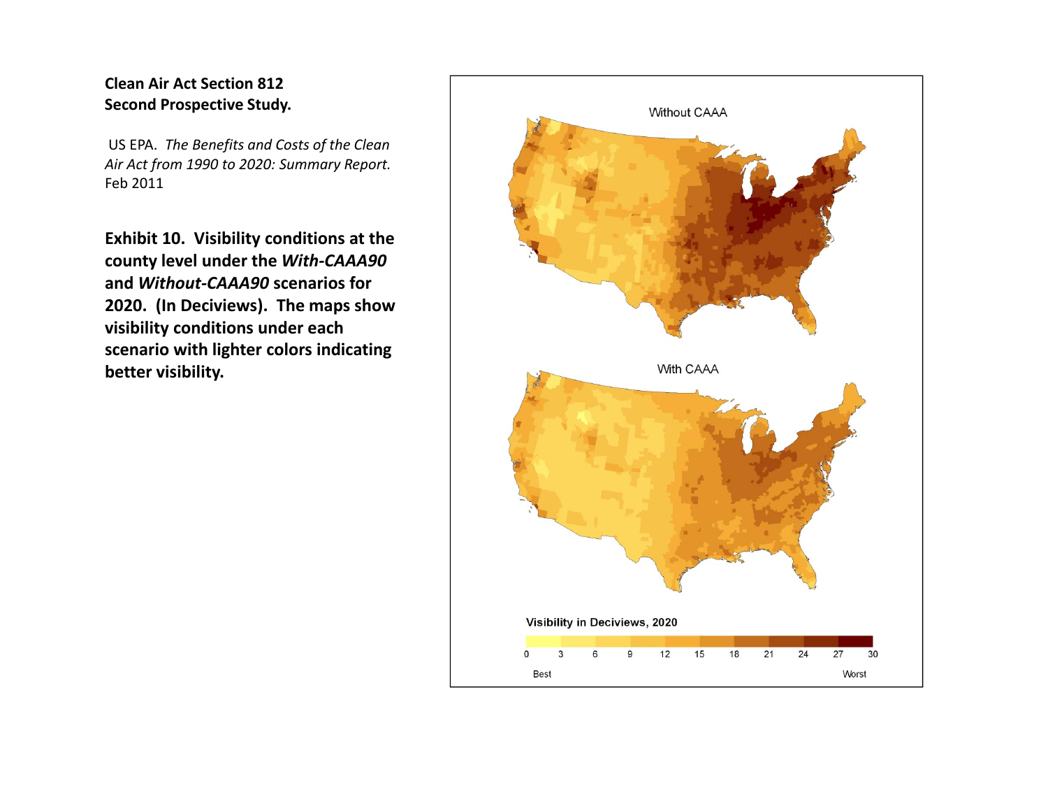**Clean Air Act Section 812**
**Second Prospective Study.**

US EPA. *The Benefits and Costs of the Clean Air Act from 1990 to 2020: Summary Report.* Feb 2011

**Exhibit 10. Visibility conditions at the county level under the *With-CAAA90* and *Without-CAAA90* scenarios for 2020. (In Deciviews). The maps show visibility conditions under each scenario with lighter colors indicating better visibility.**

Without CAAA

With CAAA

Visibility in Deciviews, 2020

0 3 6 9 12 15 18 21 24 27 30

Best Worst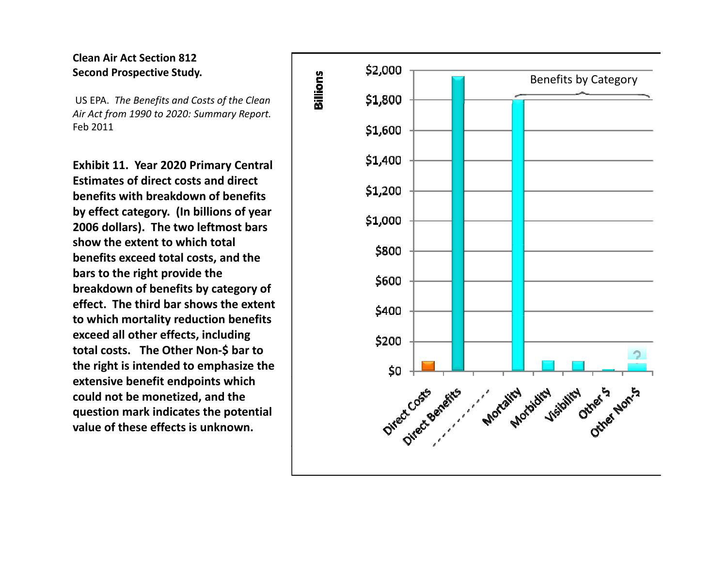**Clean Air Act Section 812**
**Second Prospective Study.**

US EPA. *The Benefits and Costs of the Clean Air Act from 1990 to 2020: Summary Report.* Feb 2011

**Exhibit 11. Year 2020 Primary Central Estimates of direct costs and direct benefits with breakdown of benefits by effect category. (In billions of year 2006 dollars). The two leftmost bars show the extent to which total benefits exceed total costs, and the bars to the right provide the breakdown of benefits by category of effect. The third bar shows the extent to which mortality reduction benefits exceed all other effects, including total costs. The Other Non-$ bar to the right is intended to emphasize the extensive benefit endpoints which could not be monetized, and the question mark indicates the potential value of these effects is unknown.**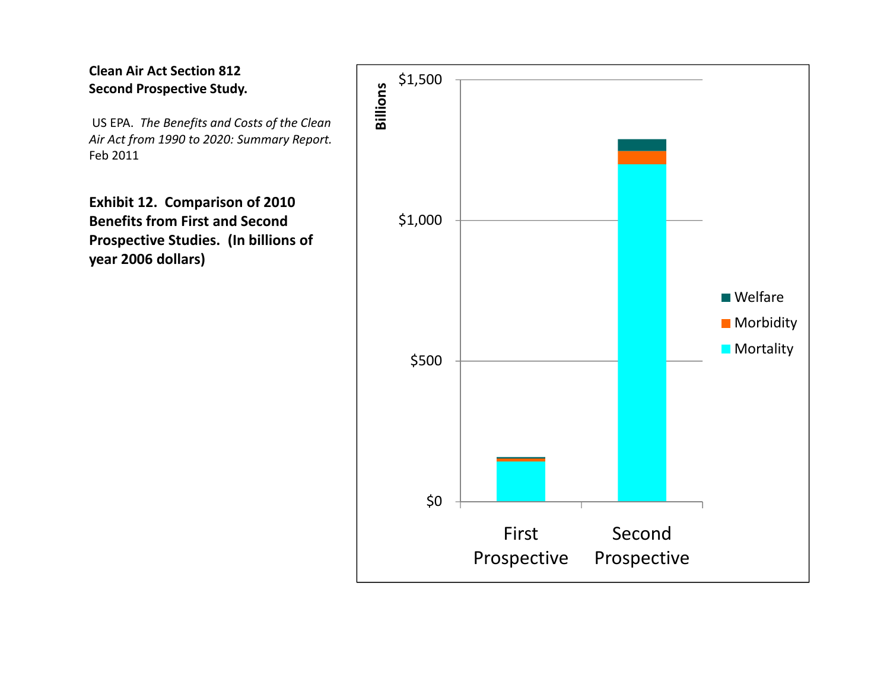**Clean Air Act Section 812**
**Second Prospective Study.**

US EPA. *The Benefits and Costs of the Clean Air Act from 1990 to 2020: Summary Report.* Feb 2011

**Exhibit 12. Comparison of 2010 Benefits from First and Second Prospective Studies. (In billions of year 2006 dollars)**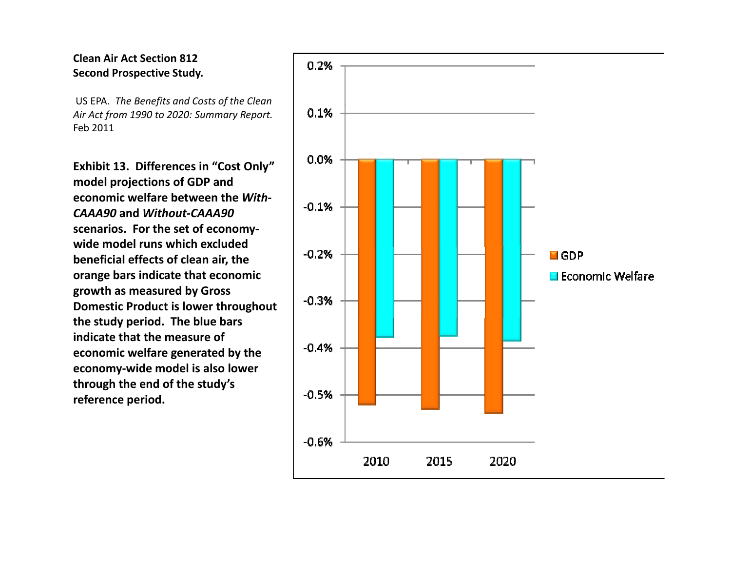**Clean Air Act Section 812**
**Second Prospective Study.**

US EPA. *The Benefits and Costs of the Clean Air Act from 1990 to 2020: Summary Report.* Feb 2011

**Exhibit 13. Differences in "Cost Only" model projections of GDP and economic welfare between the *With-CAAA90* and *Without-CAAA90* scenarios. For the set of economy-wide model runs which excluded beneficial effects of clean air, the orange bars indicate that economic growth as measured by Gross Domestic Product is lower throughout the study period. The blue bars indicate that the measure of economic welfare generated by the economy-wide model is also lower through the end of the study's reference period.**

0.2%
0.1%
0.0%
-0.1%
-0.2%
-0.3%
-0.4%
-0.5%
-0.6%

2010 2015 2020

GDP
Economic Welfare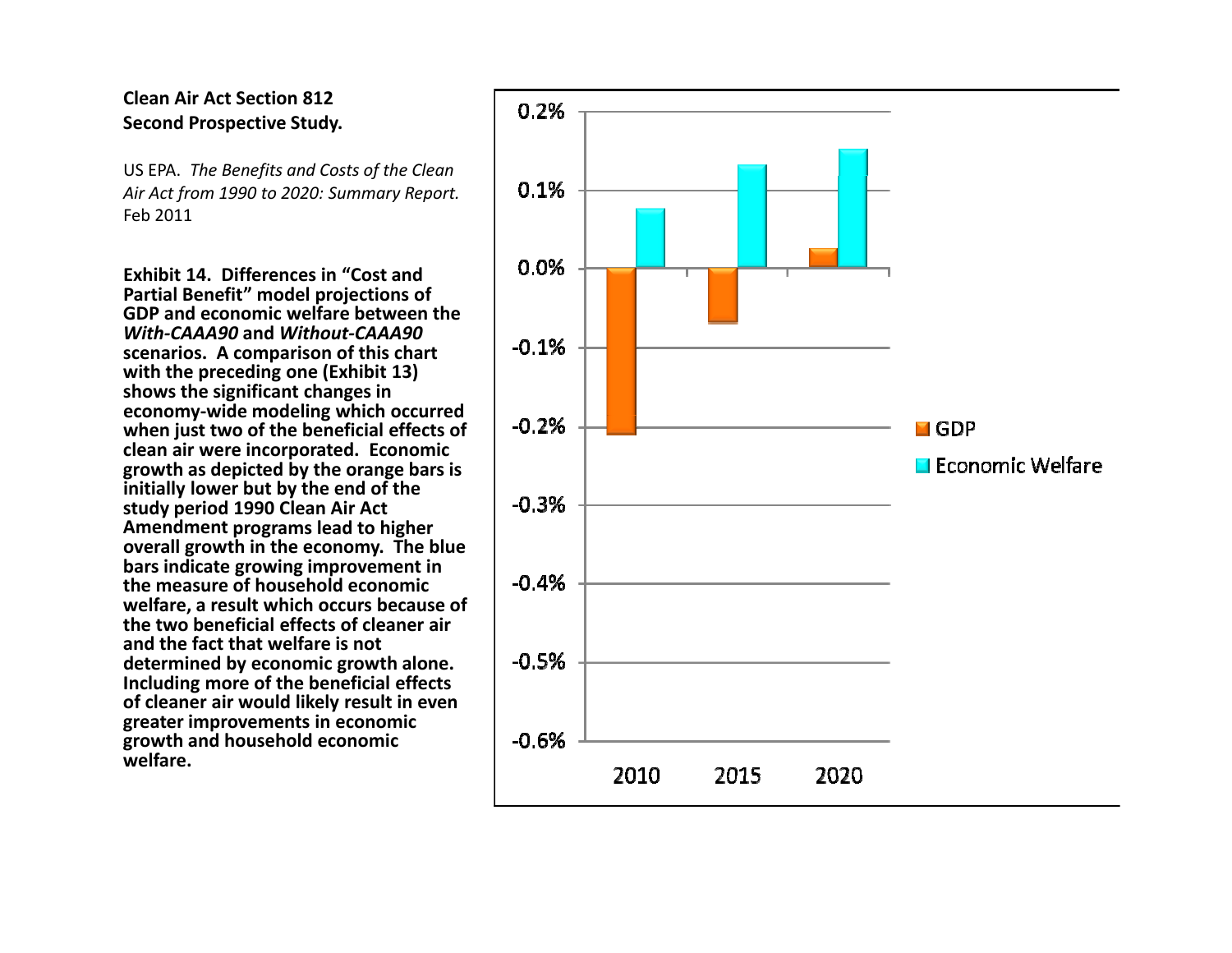**Clean Air Act Section 812**
**Second Prospective Study.**

US EPA. *The Benefits and Costs of the Clean Air Act from 1990 to 2020: Summary Report.* Feb 2011

**Exhibit 14. Differences in "Cost and Partial Benefit" model projections of GDP and economic welfare between the *With-CAAA90* and *Without-CAAA90* scenarios. A comparison of this chart with the preceding one (Exhibit 13) shows the significant changes in economy-wide modeling which occurred when just two of the beneficial effects of clean air were incorporated. Economic growth as depicted by the orange bars is initially lower but by the end of the study period 1990 Clean Air Act Amendment programs lead to higher overall growth in the economy. The blue bars indicate growing improvement in the measure of household economic welfare, a result which occurs because of the two beneficial effects of cleaner air and the fact that welfare is not determined by economic growth alone. Including more of the beneficial effects of cleaner air would likely result in even greater improvements in economic growth and household economic welfare.**

0.2%
0.1%
0.0%
-0.1%
-0.2%
-0.3%
-0.4%
-0.5%
-0.6%

2010 2015 2020

GDP
Economic Welfare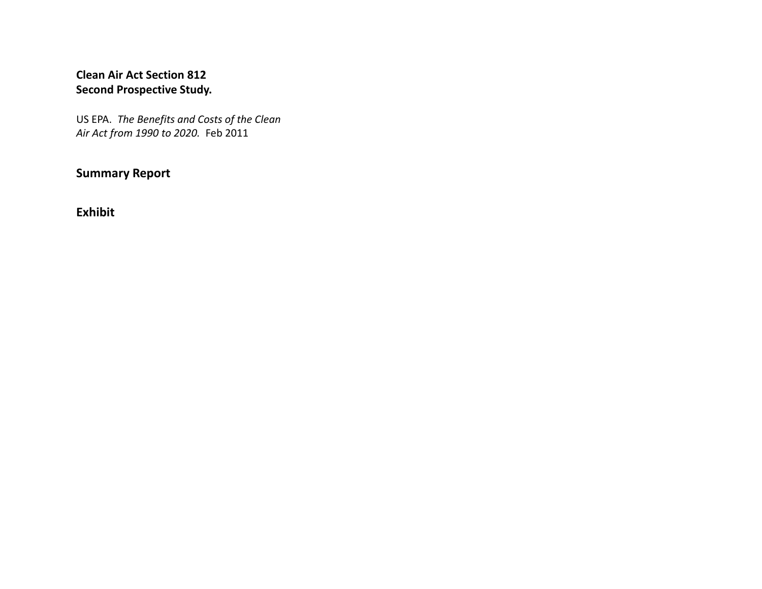**Clean Air Act Section 812**
**Second Prospective Study.**

US EPA. *The Benefits and Costs of the Clean Air Act from 1990 to 2020.* Feb 2011

**Summary Report**

**Exhibit**